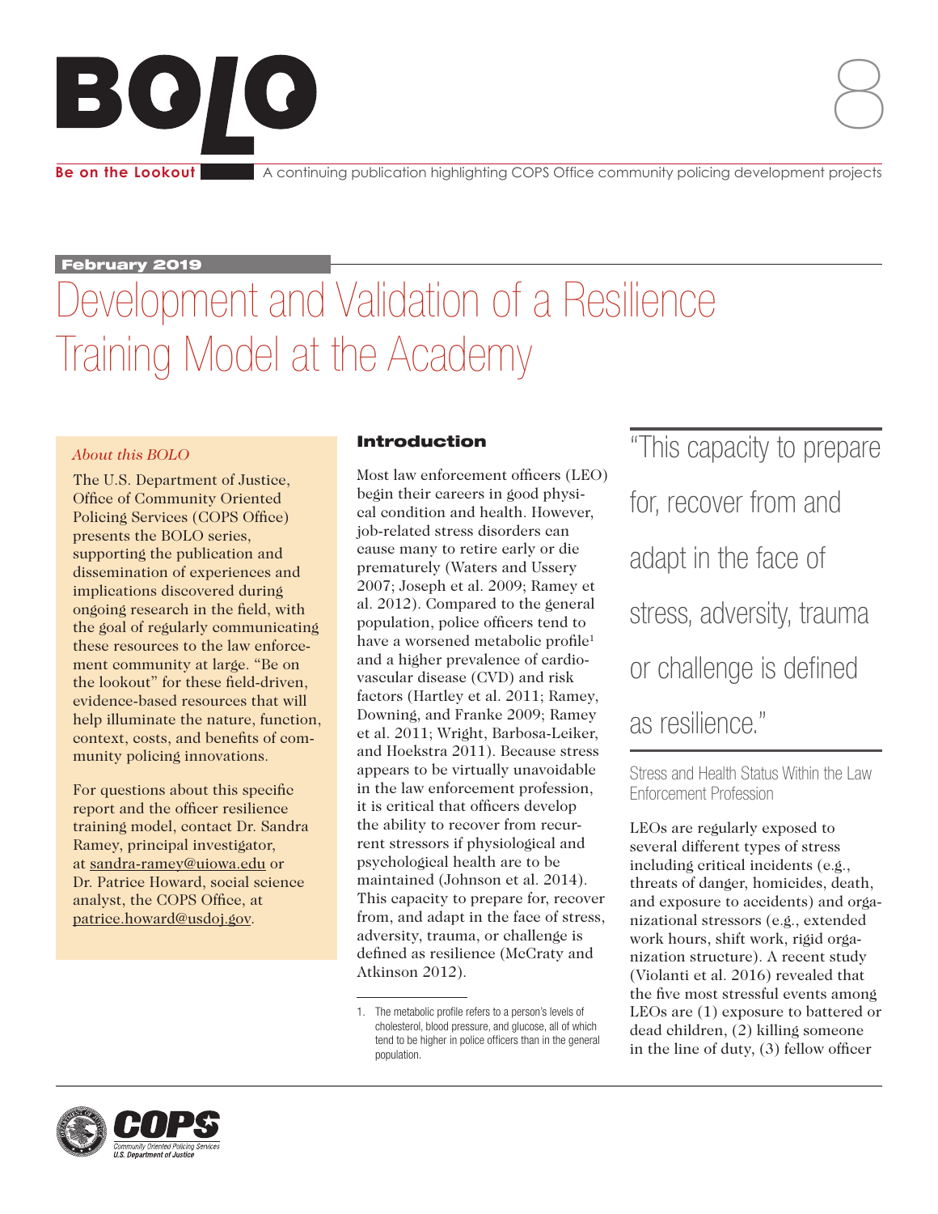# BOLO

**Be on the Lookout** A continuing publication highlighting COPS Office community policing development projects

8

**February 2019**

# Development and Validation of a Resilience Training Model at the Academy

*About this BOLO*

The U.S. Department of Justice, Office of Community Oriented Policing Services (COPS Office) presents the BOLO series, supporting the publication and dissemination of experiences and implications discovered during ongoing research in the field, with the goal of regularly communicating these resources to the law enforcement community at large. "Be on the lookout" for these field-driven, evidence-based resources that will help illuminate the nature, function, context, costs, and benefits of community policing innovations.

For questions about this specific report and the officer resilience training model, contact Dr. Sandra Ramey, principal investigator, at sandra-ramey@uiowa.edu or Dr. Patrice Howard, social science analyst, the COPS Office, at patrice.howard@usdoj.gov.

## Introduction

Most law enforcement officers (LEO) begin their careers in good physical condition and health. However, job-related stress disorders can cause many to retire early or die prematurely (Waters and Ussery 2007; Joseph et al. 2009; Ramey et al. 2012). Compared to the general population, police officers tend to have a worsened metabolic profile[1] and a higher prevalence of cardiovascular disease (CVD) and risk factors (Hartley et al. 2011; Ramey, Downing, and Franke 2009; Ramey et al. 2011; Wright, Barbosa-Leiker, and Hoekstra 2011). Because stress appears to be virtually unavoidable in the law enforcement profession, it is critical that officers develop the ability to recover from recurrent stressors if physiological and psychological health are to be maintained (Johnson et al. 2014). This capacity to prepare for, recover from, and adapt in the face of stress, adversity, trauma, or challenge is defined as resilience (McCraty and Atkinson 2012).

> "This capacity to prepare for, recover from and adapt in the face of stress, adversity, trauma or challenge is defined as resilience."

### Stress and Health Status Within the Law Enforcement Profession

LEOs are regularly exposed to several different types of stress including critical incidents (e.g., threats of danger, homicides, death, and exposure to accidents) and organizational stressors (e.g., extended work hours, shift work, rigid organization structure). A recent study (Violanti et al. 2016) revealed that the five most stressful events among LEOs are (1) exposure to battered or dead children, (2) killing someone in the line of duty, (3) fellow officer

1. The metabolic profile refers to a person's levels of cholesterol, blood pressure, and glucose, all of which tend to be higher in police officers than in the general population.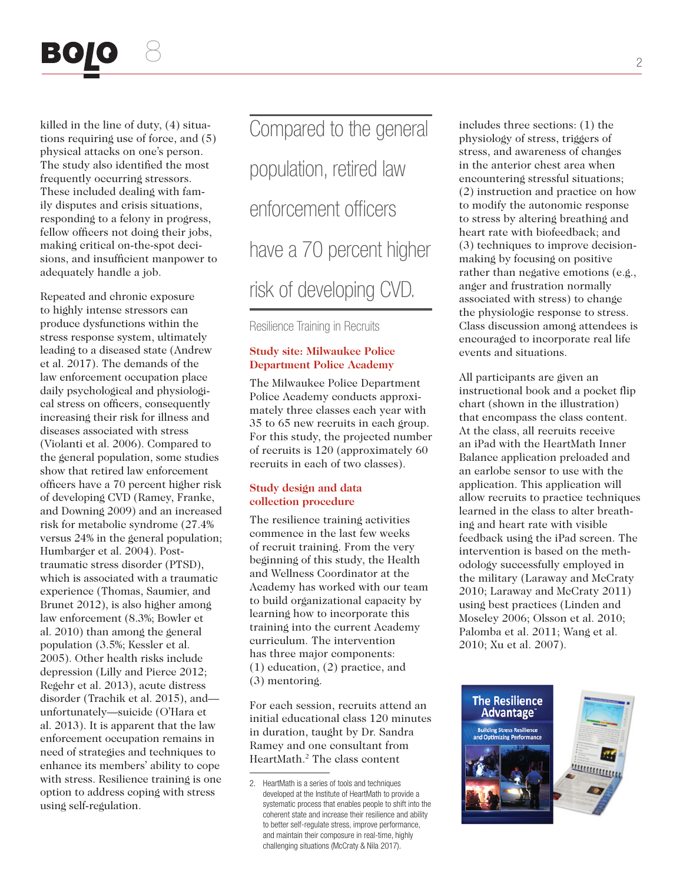killed in the line of duty, (4) situations requiring use of force, and (5) physical attacks on one's person. The study also identified the most frequently occurring stressors. These included dealing with family disputes and crisis situations, responding to a felony in progress, fellow officers not doing their jobs, making critical on-the-spot decisions, and insufficient manpower to adequately handle a job.

Repeated and chronic exposure to highly intense stressors can produce dysfunctions within the stress response system, ultimately leading to a diseased state (Andrew et al. 2017). The demands of the law enforcement occupation place daily psychological and physiological stress on officers, consequently increasing their risk for illness and diseases associated with stress (Violanti et al. 2006). Compared to the general population, some studies show that retired law enforcement officers have a 70 percent higher risk of developing CVD (Ramey, Franke, and Downing 2009) and an increased risk for metabolic syndrome (27.4% versus 24% in the general population; Humbarger et al. 2004). Post-traumatic stress disorder (PTSD), which is associated with a traumatic experience (Thomas, Saumier, and Brunet 2012), is also higher among law enforcement (8.3%; Bowler et al. 2010) than among the general population (3.5%; Kessler et al. 2005). Other health risks include depression (Lilly and Pierce 2012; Regehr et al. 2013), acute distress disorder (Trachik et al. 2015), and—unfortunately—suicide (O'Hara et al. 2013). It is apparent that the law enforcement occupation remains in need of strategies and techniques to enhance its members' ability to cope with stress. Resilience training is one option to address coping with stress using self-regulation.

> Compared to the general population, retired law enforcement officers have a 70 percent higher risk of developing CVD.

## Resilience Training in Recruits

### Study site: Milwaukee Police Department Police Academy

The Milwaukee Police Department Police Academy conducts approximately three classes each year with 35 to 65 new recruits in each group. For this study, the projected number of recruits is 120 (approximately 60 recruits in each of two classes).

### Study design and data collection procedure

The resilience training activities commence in the last few weeks of recruit training. From the very beginning of this study, the Health and Wellness Coordinator at the Academy has worked with our team to build organizational capacity by learning how to incorporate this training into the current Academy curriculum. The intervention has three major components: (1) education, (2) practice, and (3) mentoring.

For each session, recruits attend an initial educational class 120 minutes in duration, taught by Dr. Sandra Ramey and one consultant from HeartMath.[2] The class content includes three sections: (1) the physiology of stress, triggers of stress, and awareness of changes in the anterior chest area when encountering stressful situations; (2) instruction and practice on how to modify the autonomic response to stress by altering breathing and heart rate with biofeedback; and (3) techniques to improve decision-making by focusing on positive rather than negative emotions (e.g., anger and frustration normally associated with stress) to change the physiologic response to stress. Class discussion among attendees is encouraged to incorporate real life events and situations.

All participants are given an instructional book and a pocket flip chart (shown in the illustration) that encompass the class content. At the class, all recruits receive an iPad with the HeartMath Inner Balance application preloaded and an earlobe sensor to use with the application. This application will allow recruits to practice techniques learned in the class to alter breathing and heart rate with visible feedback using the iPad screen. The intervention is based on the methodology successfully employed in the military (Laraway and McCraty 2010; Laraway and McCraty 2011) using best practices (Linden and Moseley 2006; Olsson et al. 2010; Palomba et al. 2011; Wang et al. 2010; Xu et al. 2007).

---

2. HeartMath is a series of tools and techniques developed at the Institute of HeartMath to provide a systematic process that enables people to shift into the coherent state and increase their resilience and ability to better self-regulate stress, improve performance, and maintain their composure in real-time, highly challenging situations (McCraty & Nila 2017).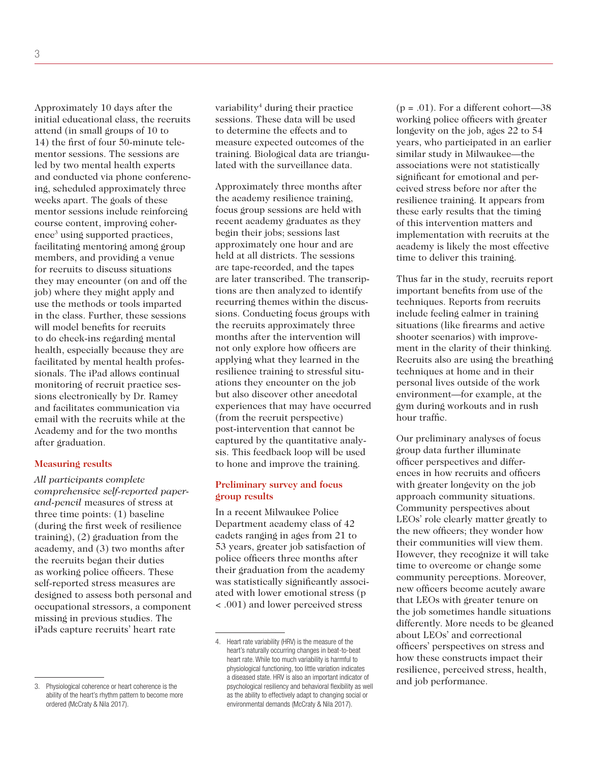Approximately 10 days after the initial educational class, the recruits attend (in small groups of 10 to 14) the first of four 50-minute tele-mentor sessions. The sessions are led by two mental health experts and conducted via phone conferencing, scheduled approximately three weeks apart. The goals of these mentor sessions include reinforcing course content, improving coherence[3] using supported practices, facilitating mentoring among group members, and providing a venue for recruits to discuss situations they may encounter (on and off the job) where they might apply and use the methods or tools imparted in the class. Further, these sessions will model benefits for recruits to do check-ins regarding mental health, especially because they are facilitated by mental health professionals. The iPad allows continual monitoring of recruit practice sessions electronically by Dr. Ramey and facilitates communication via email with the recruits while at the Academy and for the two months after graduation.

### Measuring results

*All participants complete comprehensive self-reported paper-and-pencil* measures of stress at three time points: (1) baseline (during the first week of resilience training), (2) graduation from the academy, and (3) two months after the recruits began their duties as working police officers. These self-reported stress measures are designed to assess both personal and occupational stressors, a component missing in previous studies. The iPads capture recruits' heart rate variability[4] during their practice sessions. These data will be used to determine the effects and to measure expected outcomes of the training. Biological data are triangulated with the surveillance data.

Approximately three months after the academy resilience training, focus group sessions are held with recent academy graduates as they begin their jobs; sessions last approximately one hour and are held at all districts. The sessions are tape-recorded, and the tapes are later transcribed. The transcriptions are then analyzed to identify recurring themes within the discussions. Conducting focus groups with the recruits approximately three months after the intervention will not only explore how officers are applying what they learned in the resilience training to stressful situations they encounter on the job but also discover other anecdotal experiences that may have occurred (from the recruit perspective) post-intervention that cannot be captured by the quantitative analysis. This feedback loop will be used to hone and improve the training.

### Preliminary survey and focus group results

In a recent Milwaukee Police Department academy class of 42 cadets ranging in ages from 21 to 53 years, greater job satisfaction of police officers three months after their graduation from the academy was statistically significantly associated with lower emotional stress ($p < .001$) and lower perceived stress ($p = .01$). For a different cohort—38 working police officers with greater longevity on the job, ages 22 to 54 years, who participated in an earlier similar study in Milwaukee—the associations were not statistically significant for emotional and perceived stress before nor after the resilience training. It appears from these early results that the timing of this intervention matters and implementation with recruits at the academy is likely the most effective time to deliver this training.

Thus far in the study, recruits report important benefits from use of the techniques. Reports from recruits include feeling calmer in training situations (like firearms and active shooter scenarios) with improvement in the clarity of their thinking. Recruits also are using the breathing techniques at home and in their personal lives outside of the work environment—for example, at the gym during workouts and in rush hour traffic.

Our preliminary analyses of focus group data further illuminate officer perspectives and differences in how recruits and officers with greater longevity on the job approach community situations. Community perspectives about LEOs' role clearly matter greatly to the new officers; they wonder how their communities will view them. However, they recognize it will take time to overcome or change some community perceptions. Moreover, new officers become acutely aware that LEOs with greater tenure on the job sometimes handle situations differently. More needs to be gleaned about LEOs' and correctional officers' perspectives on stress and how these constructs impact their resilience, perceived stress, health, and job performance.

---

3. Physiological coherence or heart coherence is the ability of the heart's rhythm pattern to become more ordered (McCraty & Nila 2017).

4. Heart rate variability (HRV) is the measure of the heart's naturally occurring changes in beat-to-beat heart rate. While too much variability is harmful to physiological functioning, too little variation indicates a diseased state. HRV is also an important indicator of psychological resiliency and behavioral flexibility as well as the ability to effectively adapt to changing social or environmental demands (McCraty & Nila 2017).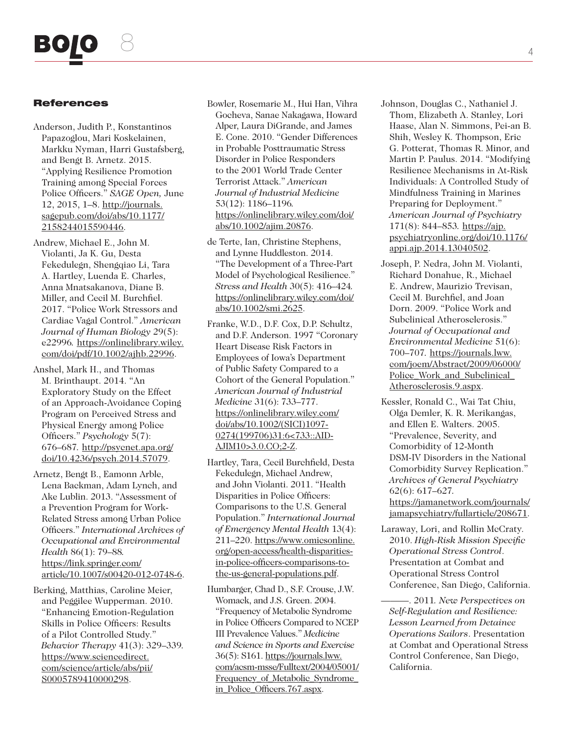## References

Anderson, Judith P., Konstantinos Papazoglou, Mari Koskelainen, Markku Nyman, Harri Gustafsberg, and Bengt B. Arnetz. 2015. "Applying Resilience Promotion Training among Special Forces Police Officers." *SAGE Open,* June 12, 2015, 1–8. http://journals.sagepub.com/doi/abs/10.1177/2158244015590446.

Andrew, Michael E., John M. Violanti, Ja K. Gu, Desta Fekedulegn, Shengqiao Li, Tara A. Hartley, Luenda E. Charles, Anna Mnatsakanova, Diane B. Miller, and Cecil M. Burchfiel. 2017. "Police Work Stressors and Cardiac Vagal Control." *American Journal of Human Biology* 29(5): e22996. https://onlinelibrary.wiley.com/doi/pdf/10.1002/ajhb.22996.

Anshel, Mark H., and Thomas M. Brinthaupt. 2014. "An Exploratory Study on the Effect of an Approach-Avoidance Coping Program on Perceived Stress and Physical Energy among Police Officers." *Psychology* 5(7): 676–687. http://psycnet.apa.org/doi/10.4236/psych.2014.57079.

Arnetz, Bengt B., Eamonn Arble, Lena Backman, Adam Lynch, and Ake Lublin. 2013. "Assessment of a Prevention Program for Work-Related Stress among Urban Police Officers." *International Archives of Occupational and Environmental Health* 86(1): 79–88. https://link.springer.com/article/10.1007/s00420-012-0748-6.

Berking, Matthias, Caroline Meier, and Peggilee Wupperman. 2010. "Enhancing Emotion-Regulation Skills in Police Officers: Results of a Pilot Controlled Study." *Behavior Therapy* 41(3): 329–339. https://www.sciencedirect.com/science/article/abs/pii/S0005789410000298.

Bowler, Rosemarie M., Hui Han, Vihra Gocheva, Sanae Nakagawa, Howard Alper, Laura DiGrande, and James E. Cone. 2010. "Gender Differences in Probable Posttraumatic Stress Disorder in Police Responders to the 2001 World Trade Center Terrorist Attack." *American Journal of Industrial Medicine* 53(12): 1186–1196. https://onlinelibrary.wiley.com/doi/abs/10.1002/ajim.20876.

de Terte, Ian, Christine Stephens, and Lynne Huddleston. 2014. "The Development of a Three-Part Model of Psychological Resilience." *Stress and Health* 30(5): 416–424. https://onlinelibrary.wiley.com/doi/abs/10.1002/smi.2625.

Franke, W.D., D.F. Cox, D.P. Schultz, and D.F. Anderson. 1997 "Coronary Heart Disease Risk Factors in Employees of Iowa's Department of Public Safety Compared to a Cohort of the General Population." *American Journal of Industrial Medicine* 31(6): 733–777. https://onlinelibrary.wiley.com/doi/abs/10.1002/(SICI)1097-0274(199706)31:6<733::AID-AJIM10>3.0.CO;2-Z.

Hartley, Tara, Cecil Burchfield, Desta Fekedulegn, Michael Andrew, and John Violanti. 2011. "Health Disparities in Police Officers: Comparisons to the U.S. General Population." *International Journal of Emergency Mental Health* 13(4): 211–220. https://www.omicsonline.org/open-access/health-disparities-in-police-officers-comparisons-to-the-us-general-populations.pdf.

Humbarger, Chad D., S.F. Crouse, J.W. Womack, and J.S. Green. 2004. "Frequency of Metabolic Syndrome in Police Officers Compared to NCEP III Prevalence Values." *Medicine and Science in Sports and Exercise* 36(5): S161. https://journals.lww.com/acsm-msse/Fulltext/2004/05001/Frequency_of_Metabolic_Syndrome_in_Police_Officers.767.aspx.

Johnson, Douglas C., Nathaniel J. Thom, Elizabeth A. Stanley, Lori Haase, Alan N. Simmons, Pei-an B. Shih, Wesley K. Thompson, Eric G. Potterat, Thomas R. Minor, and Martin P. Paulus. 2014. "Modifying Resilience Mechanisms in At-Risk Individuals: A Controlled Study of Mindfulness Training in Marines Preparing for Deployment." *American Journal of Psychiatry* 171(8): 844–853. https://ajp.psychiatryonline.org/doi/10.1176/appi.ajp.2014.13040502.

Joseph, P. Nedra, John M. Violanti, Richard Donahue, R., Michael E. Andrew, Maurizio Trevisan, Cecil M. Burchfiel, and Joan Dorn. 2009. "Police Work and Subclinical Atherosclerosis." *Journal of Occupational and Environmental Medicine* 51(6): 700–707. https://journals.lww.com/joem/Abstract/2009/06000/Police_Work_and_Subclinical_Atherosclerosis.9.aspx.

Kessler, Ronald C., Wai Tat Chiu, Olga Demler, K. R. Merikangas, and Ellen E. Walters. 2005. "Prevalence, Severity, and Comorbidity of 12-Month DSM-IV Disorders in the National Comorbidity Survey Replication." *Archives of General Psychiatry* 62(6): 617–627. https://jamanetwork.com/journals/jamapsychiatry/fullarticle/208671.

Laraway, Lori, and Rollin McCraty. 2010. *High-Risk Mission Specific Operational Stress Control*. Presentation at Combat and Operational Stress Control Conference, San Diego, California.

———. 2011. *New Perspectives on Self-Regulation and Resilience: Lesson Learned from Detainee Operations Sailors*. Presentation at Combat and Operational Stress Control Conference, San Diego, California.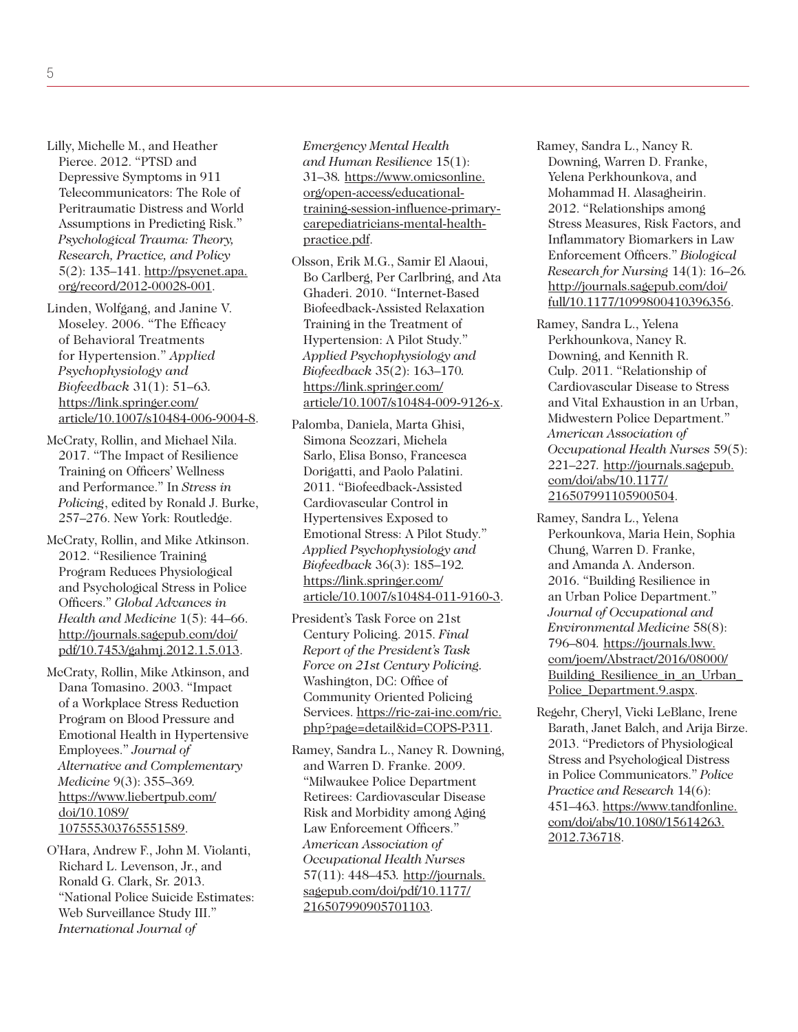Lilly, Michelle M., and Heather Pierce. 2012. "PTSD and Depressive Symptoms in 911 Telecommunicators: The Role of Peritraumatic Distress and World Assumptions in Predicting Risk." *Psychological Trauma: Theory, Research, Practice, and Policy* 5(2): 135–141. http://psycnet.apa.org/record/2012-00028-001.

Linden, Wolfgang, and Janine V. Moseley. 2006. "The Efficacy of Behavioral Treatments for Hypertension." *Applied Psychophysiology and Biofeedback* 31(1): 51–63. https://link.springer.com/article/10.1007/s10484-006-9004-8.

McCraty, Rollin, and Michael Nila. 2017. "The Impact of Resilience Training on Officers' Wellness and Performance." In *Stress in Policing*, edited by Ronald J. Burke, 257–276. New York: Routledge.

McCraty, Rollin, and Mike Atkinson. 2012. "Resilience Training Program Reduces Physiological and Psychological Stress in Police Officers." *Global Advances in Health and Medicine* 1(5): 44–66. http://journals.sagepub.com/doi/pdf/10.7453/gahmj.2012.1.5.013.

McCraty, Rollin, Mike Atkinson, and Dana Tomasino. 2003. "Impact of a Workplace Stress Reduction Program on Blood Pressure and Emotional Health in Hypertensive Employees." *Journal of Alternative and Complementary Medicine* 9(3): 355–369. https://www.liebertpub.com/doi/10.1089/107555303765551589.

O'Hara, Andrew F., John M. Violanti, Richard L. Levenson, Jr., and Ronald G. Clark, Sr. 2013. "National Police Suicide Estimates: Web Surveillance Study III." *International Journal of Emergency Mental Health and Human Resilience* 15(1): 31–38. https://www.omicsonline.org/open-access/educational-training-session-influence-primary-carepediatricians-mental-health-practice.pdf.

Olsson, Erik M.G., Samir El Alaoui, Bo Carlberg, Per Carlbring, and Ata Ghaderi. 2010. "Internet-Based Biofeedback-Assisted Relaxation Training in the Treatment of Hypertension: A Pilot Study." *Applied Psychophysiology and Biofeedback* 35(2): 163–170. https://link.springer.com/article/10.1007/s10484-009-9126-x.

Palomba, Daniela, Marta Ghisi, Simona Scozzari, Michela Sarlo, Elisa Bonso, Francesca Dorigatti, and Paolo Palatini. 2011. "Biofeedback-Assisted Cardiovascular Control in Hypertensives Exposed to Emotional Stress: A Pilot Study." *Applied Psychophysiology and Biofeedback* 36(3): 185–192. https://link.springer.com/article/10.1007/s10484-011-9160-3.

President's Task Force on 21st Century Policing. 2015. *Final Report of the President's Task Force on 21st Century Policing*. Washington, DC: Office of Community Oriented Policing Services. https://ric-zai-inc.com/ric.php?page=detail&id=COPS-P311.

Ramey, Sandra L., Nancy R. Downing, and Warren D. Franke. 2009. "Milwaukee Police Department Retirees: Cardiovascular Disease Risk and Morbidity among Aging Law Enforcement Officers." *American Association of Occupational Health Nurses* 57(11): 448–453. http://journals.sagepub.com/doi/pdf/10.1177/216507990905701103.

Ramey, Sandra L., Nancy R. Downing, Warren D. Franke, Yelena Perkhounkova, and Mohammad H. Alasagheirin. 2012. "Relationships among Stress Measures, Risk Factors, and Inflammatory Biomarkers in Law Enforcement Officers." *Biological Research for Nursing* 14(1): 16–26. http://journals.sagepub.com/doi/full/10.1177/1099800410396356.

Ramey, Sandra L., Yelena Perkhounkova, Nancy R. Downing, and Kennith R. Culp. 2011. "Relationship of Cardiovascular Disease to Stress and Vital Exhaustion in an Urban, Midwestern Police Department." *American Association of Occupational Health Nurses* 59(5): 221–227. http://journals.sagepub.com/doi/abs/10.1177/216507991105900504.

Ramey, Sandra L., Yelena Perkounkova, Maria Hein, Sophia Chung, Warren D. Franke, and Amanda A. Anderson. 2016. "Building Resilience in an Urban Police Department." *Journal of Occupational and Environmental Medicine* 58(8): 796–804. https://journals.lww.com/joem/Abstract/2016/08000/Building_Resilience_in_an_Urban_Police_Department.9.aspx.

Regehr, Cheryl, Vicki LeBlanc, Irene Barath, Janet Balch, and Arija Birze. 2013. "Predictors of Physiological Stress and Psychological Distress in Police Communicators." *Police Practice and Research* 14(6): 451–463. https://www.tandfonline.com/doi/abs/10.1080/15614263.2012.736718.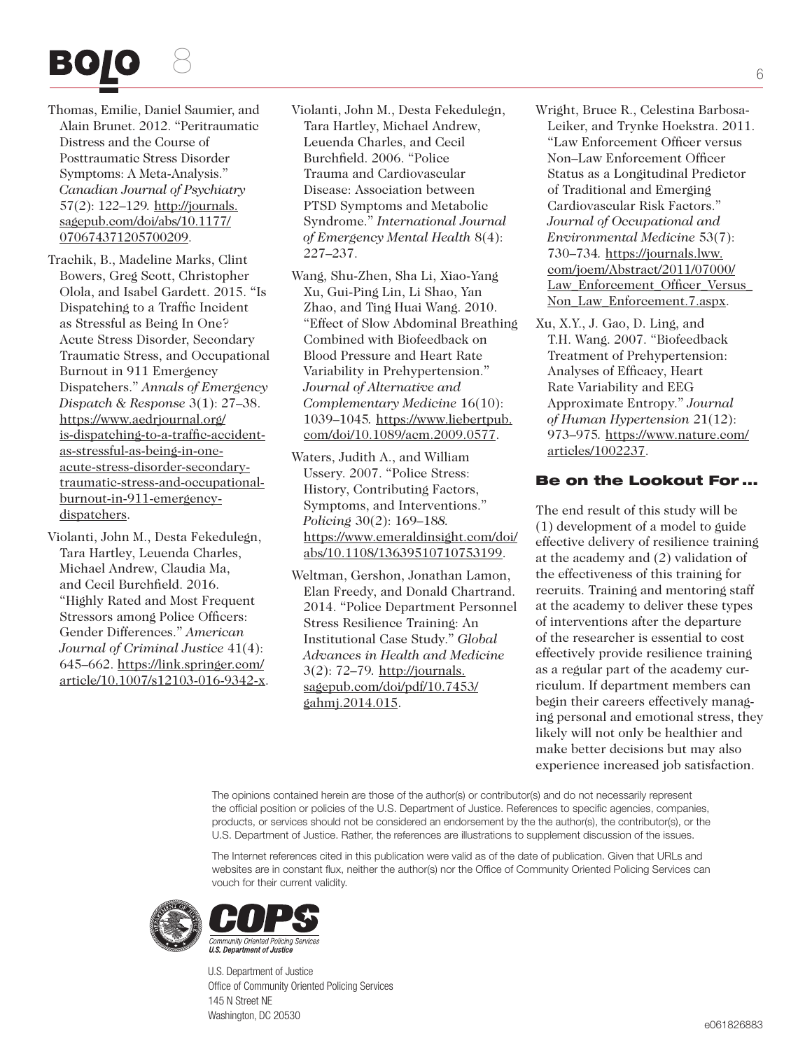Thomas, Emilie, Daniel Saumier, and Alain Brunet. 2012. "Peritraumatic Distress and the Course of Posttraumatic Stress Disorder Symptoms: A Meta-Analysis." *Canadian Journal of Psychiatry* 57(2): 122–129. http://journals.sagepub.com/doi/abs/10.1177/070674371205700209.

Trachik, B., Madeline Marks, Clint Bowers, Greg Scott, Christopher Olola, and Isabel Gardett. 2015. "Is Dispatching to a Traffic Incident as Stressful as Being In One? Acute Stress Disorder, Secondary Traumatic Stress, and Occupational Burnout in 911 Emergency Dispatchers." *Annals of Emergency Dispatch & Response* 3(1): 27–38. https://www.aedrjournal.org/is-dispatching-to-a-traffic-accident-as-stressful-as-being-in-one-acute-stress-disorder-secondary-traumatic-stress-and-occupational-burnout-in-911-emergency-dispatchers.

Violanti, John M., Desta Fekedulegn, Tara Hartley, Leuenda Charles, Michael Andrew, Claudia Ma, and Cecil Burchfield. 2016. "Highly Rated and Most Frequent Stressors among Police Officers: Gender Differences." *American Journal of Criminal Justice* 41(4): 645–662. https://link.springer.com/article/10.1007/s12103-016-9342-x.

Violanti, John M., Desta Fekedulegn, Tara Hartley, Michael Andrew, Leuenda Charles, and Cecil Burchfield. 2006. "Police Trauma and Cardiovascular Disease: Association between PTSD Symptoms and Metabolic Syndrome." *International Journal of Emergency Mental Health* 8(4): 227–237.

Wang, Shu-Zhen, Sha Li, Xiao-Yang Xu, Gui-Ping Lin, Li Shao, Yan Zhao, and Ting Huai Wang. 2010. "Effect of Slow Abdominal Breathing Combined with Biofeedback on Blood Pressure and Heart Rate Variability in Prehypertension." *Journal of Alternative and Complementary Medicine* 16(10): 1039–1045. https://www.liebertpub.com/doi/10.1089/acm.2009.0577.

Waters, Judith A., and William Ussery. 2007. "Police Stress: History, Contributing Factors, Symptoms, and Interventions." *Policing* 30(2): 169–188. https://www.emeraldinsight.com/doi/abs/10.1108/13639510710753199.

Weltman, Gershon, Jonathan Lamon, Elan Freedy, and Donald Chartrand. 2014. "Police Department Personnel Stress Resilience Training: An Institutional Case Study." *Global Advances in Health and Medicine* 3(2): 72–79. http://journals.sagepub.com/doi/pdf/10.7453/gahmj.2014.015.

Wright, Bruce R., Celestina Barbosa-Leiker, and Trynke Hoekstra. 2011. "Law Enforcement Officer versus Non–Law Enforcement Officer Status as a Longitudinal Predictor of Traditional and Emerging Cardiovascular Risk Factors." *Journal of Occupational and Environmental Medicine* 53(7): 730–734. https://journals.lww.com/joem/Abstract/2011/07000/Law_Enforcement_Officer_Versus_Non_Law_Enforcement.7.aspx.

Xu, X.Y., J. Gao, D. Ling, and T.H. Wang. 2007. "Biofeedback Treatment of Prehypertension: Analyses of Efficacy, Heart Rate Variability and EEG Approximate Entropy." *Journal of Human Hypertension* 21(12): 973–975. https://www.nature.com/articles/1002237.

## Be on the Lookout For …

The end result of this study will be (1) development of a model to guide effective delivery of resilience training at the academy and (2) validation of the effectiveness of this training for recruits. Training and mentoring staff at the academy to deliver these types of interventions after the departure of the researcher is essential to cost effectively provide resilience training as a regular part of the academy curriculum. If department members can begin their careers effectively managing personal and emotional stress, they likely will not only be healthier and make better decisions but may also experience increased job satisfaction.

The opinions contained herein are those of the author(s) or contributor(s) and do not necessarily represent the official position or policies of the U.S. Department of Justice. References to specific agencies, companies, products, or services should not be considered an endorsement by the author(s), the contributor(s), or the U.S. Department of Justice. Rather, the references are illustrations to supplement discussion of the issues.

The Internet references cited in this publication were valid as of the date of publication. Given that URLs and websites are in constant flux, neither the author(s) nor the Office of Community Oriented Policing Services can vouch for their current validity.

COPS
Community Oriented Policing Services
U.S. Department of Justice

U.S. Department of Justice
Office of Community Oriented Policing Services
145 N Street NE
Washington, DC 20530

e061826883